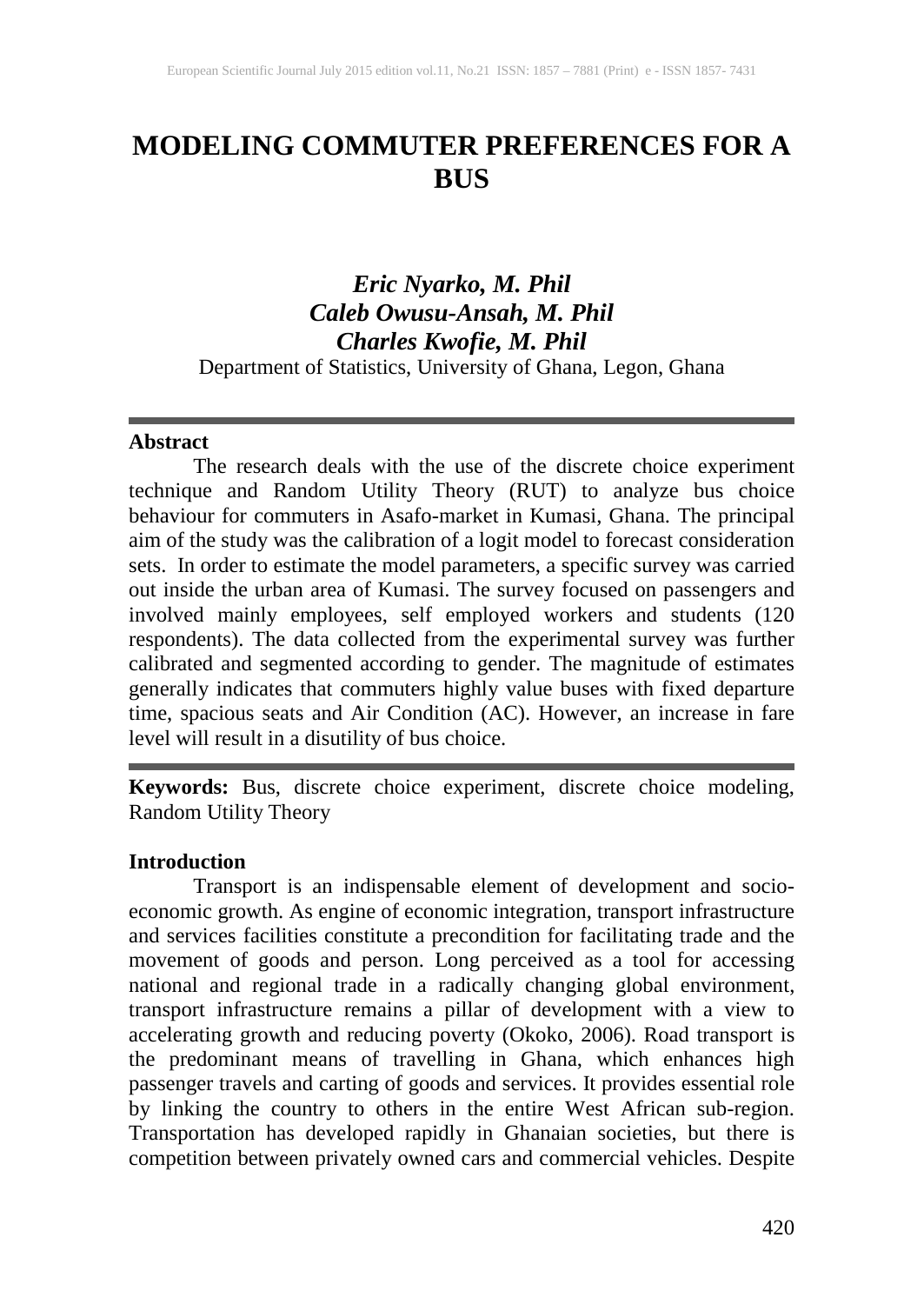# MODELING COMMUTER PREFERENCES FOR A BUS

***Eric Nyarko, M. Phil***
***Caleb Owusu-Ansah, M. Phil***
***Charles Kwofie, M. Phil***
Department of Statistics, University of Ghana, Legon, Ghana

---

**Abstract**

The research deals with the use of the discrete choice experiment technique and Random Utility Theory (RUT) to analyze bus choice behaviour for commuters in Asafo-market in Kumasi, Ghana. The principal aim of the study was the calibration of a logit model to forecast consideration sets. In order to estimate the model parameters, a specific survey was carried out inside the urban area of Kumasi. The survey focused on passengers and involved mainly employees, self employed workers and students (120 respondents). The data collected from the experimental survey was further calibrated and segmented according to gender. The magnitude of estimates generally indicates that commuters highly value buses with fixed departure time, spacious seats and Air Condition (AC). However, an increase in fare level will result in a disutility of bus choice.

---

**Keywords:** Bus, discrete choice experiment, discrete choice modeling, Random Utility Theory

**Introduction**

Transport is an indispensable element of development and socio-economic growth. As engine of economic integration, transport infrastructure and services facilities constitute a precondition for facilitating trade and the movement of goods and person. Long perceived as a tool for accessing national and regional trade in a radically changing global environment, transport infrastructure remains a pillar of development with a view to accelerating growth and reducing poverty (Okoko, 2006). Road transport is the predominant means of travelling in Ghana, which enhances high passenger travels and carting of goods and services. It provides essential role by linking the country to others in the entire West African sub-region. Transportation has developed rapidly in Ghanaian societies, but there is competition between privately owned cars and commercial vehicles. Despite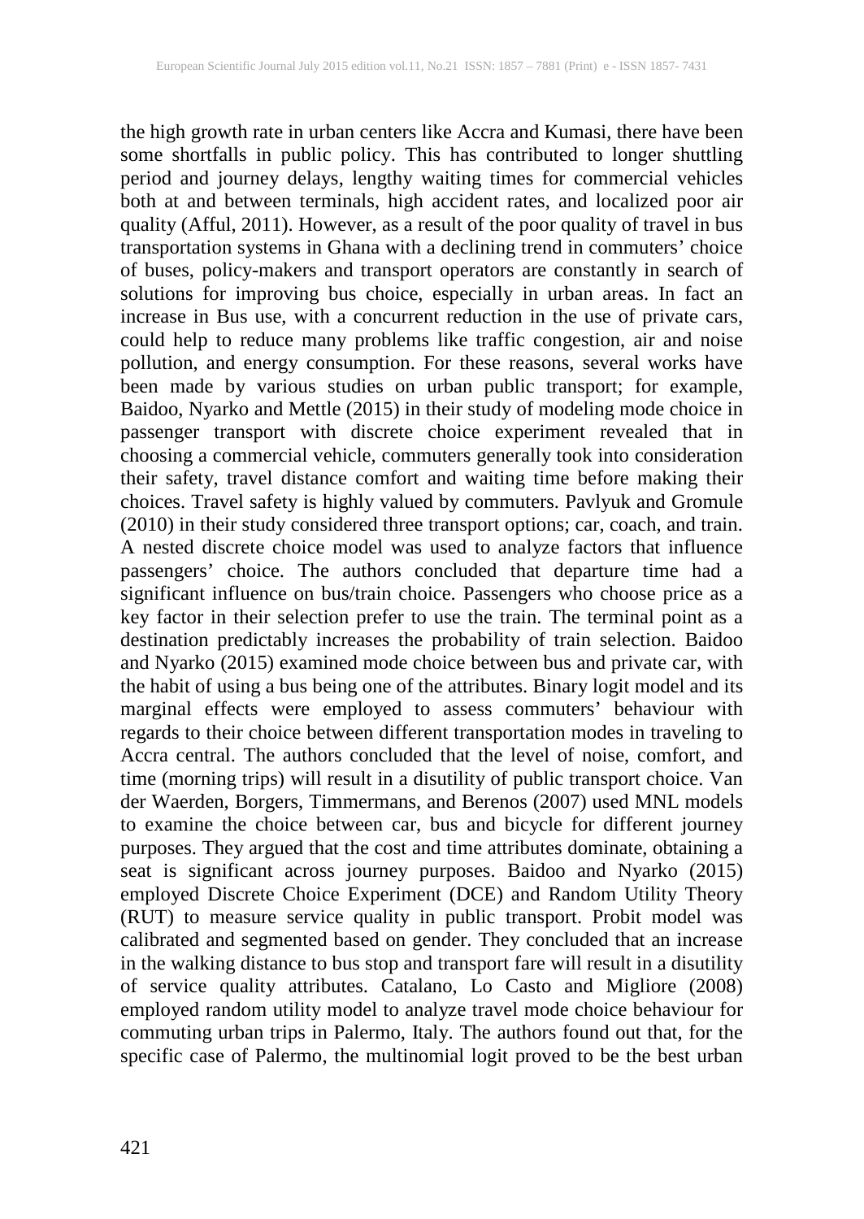the high growth rate in urban centers like Accra and Kumasi, there have been some shortfalls in public policy. This has contributed to longer shuttling period and journey delays, lengthy waiting times for commercial vehicles both at and between terminals, high accident rates, and localized poor air quality (Afful, 2011). However, as a result of the poor quality of travel in bus transportation systems in Ghana with a declining trend in commuters' choice of buses, policy-makers and transport operators are constantly in search of solutions for improving bus choice, especially in urban areas. In fact an increase in Bus use, with a concurrent reduction in the use of private cars, could help to reduce many problems like traffic congestion, air and noise pollution, and energy consumption. For these reasons, several works have been made by various studies on urban public transport; for example, Baidoo, Nyarko and Mettle (2015) in their study of modeling mode choice in passenger transport with discrete choice experiment revealed that in choosing a commercial vehicle, commuters generally took into consideration their safety, travel distance comfort and waiting time before making their choices. Travel safety is highly valued by commuters. Pavlyuk and Gromule (2010) in their study considered three transport options; car, coach, and train. A nested discrete choice model was used to analyze factors that influence passengers' choice. The authors concluded that departure time had a significant influence on bus/train choice. Passengers who choose price as a key factor in their selection prefer to use the train. The terminal point as a destination predictably increases the probability of train selection. Baidoo and Nyarko (2015) examined mode choice between bus and private car, with the habit of using a bus being one of the attributes. Binary logit model and its marginal effects were employed to assess commuters' behaviour with regards to their choice between different transportation modes in traveling to Accra central. The authors concluded that the level of noise, comfort, and time (morning trips) will result in a disutility of public transport choice. Van der Waerden, Borgers, Timmermans, and Berenos (2007) used MNL models to examine the choice between car, bus and bicycle for different journey purposes. They argued that the cost and time attributes dominate, obtaining a seat is significant across journey purposes. Baidoo and Nyarko (2015) employed Discrete Choice Experiment (DCE) and Random Utility Theory (RUT) to measure service quality in public transport. Probit model was calibrated and segmented based on gender. They concluded that an increase in the walking distance to bus stop and transport fare will result in a disutility of service quality attributes. Catalano, Lo Casto and Migliore (2008) employed random utility model to analyze travel mode choice behaviour for commuting urban trips in Palermo, Italy. The authors found out that, for the specific case of Palermo, the multinomial logit proved to be the best urban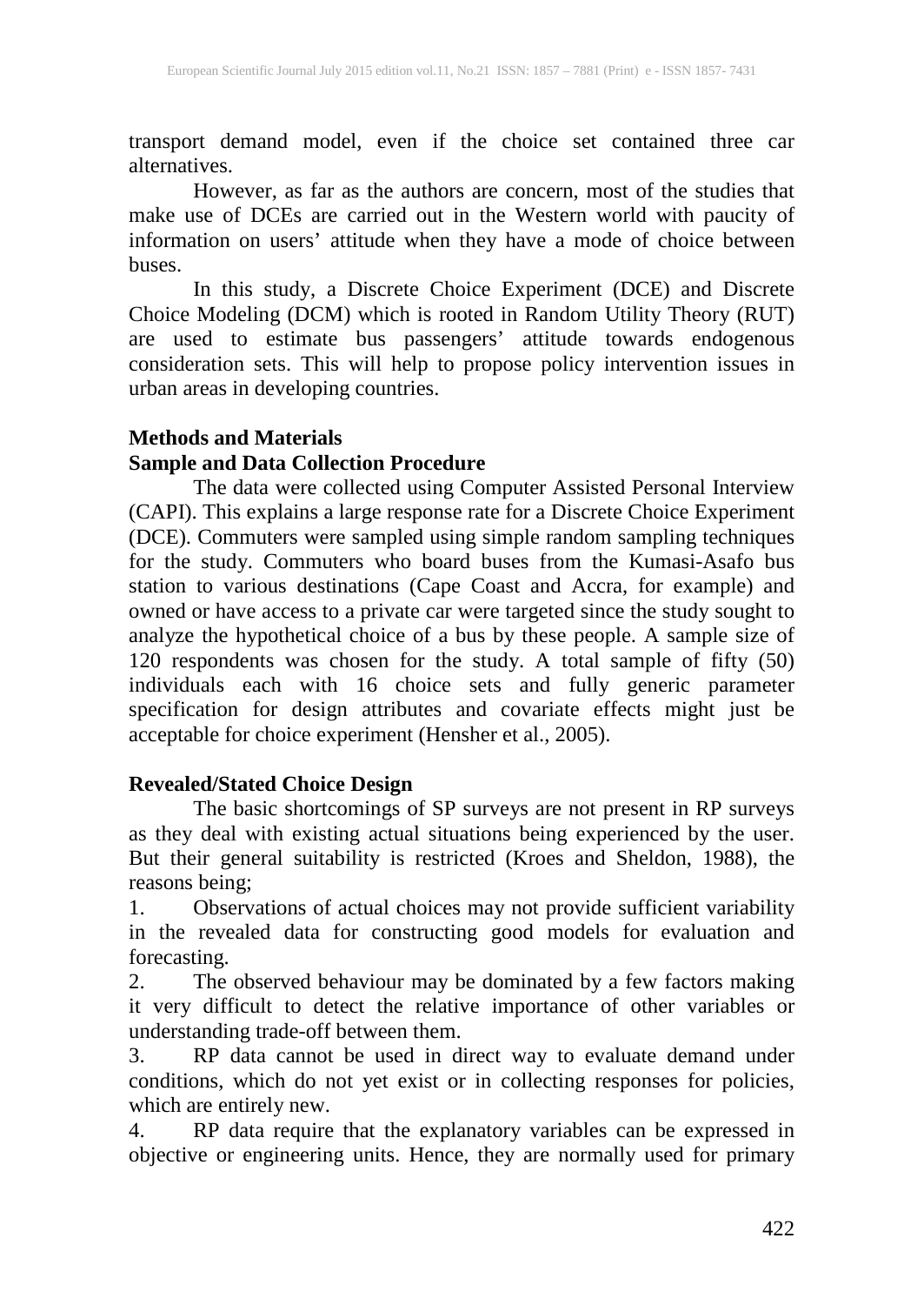transport demand model, even if the choice set contained three car alternatives.

However, as far as the authors are concern, most of the studies that make use of DCEs are carried out in the Western world with paucity of information on users' attitude when they have a mode of choice between buses.

In this study, a Discrete Choice Experiment (DCE) and Discrete Choice Modeling (DCM) which is rooted in Random Utility Theory (RUT) are used to estimate bus passengers' attitude towards endogenous consideration sets. This will help to propose policy intervention issues in urban areas in developing countries.

## Methods and Materials

### Sample and Data Collection Procedure

The data were collected using Computer Assisted Personal Interview (CAPI). This explains a large response rate for a Discrete Choice Experiment (DCE). Commuters were sampled using simple random sampling techniques for the study. Commuters who board buses from the Kumasi-Asafo bus station to various destinations (Cape Coast and Accra, for example) and owned or have access to a private car were targeted since the study sought to analyze the hypothetical choice of a bus by these people. A sample size of 120 respondents was chosen for the study. A total sample of fifty (50) individuals each with 16 choice sets and fully generic parameter specification for design attributes and covariate effects might just be acceptable for choice experiment (Hensher et al., 2005).

### Revealed/Stated Choice Design

The basic shortcomings of SP surveys are not present in RP surveys as they deal with existing actual situations being experienced by the user. But their general suitability is restricted (Kroes and Sheldon, 1988), the reasons being;

1. Observations of actual choices may not provide sufficient variability in the revealed data for constructing good models for evaluation and forecasting.
2. The observed behaviour may be dominated by a few factors making it very difficult to detect the relative importance of other variables or understanding trade-off between them.
3. RP data cannot be used in direct way to evaluate demand under conditions, which do not yet exist or in collecting responses for policies, which are entirely new.
4. RP data require that the explanatory variables can be expressed in objective or engineering units. Hence, they are normally used for primary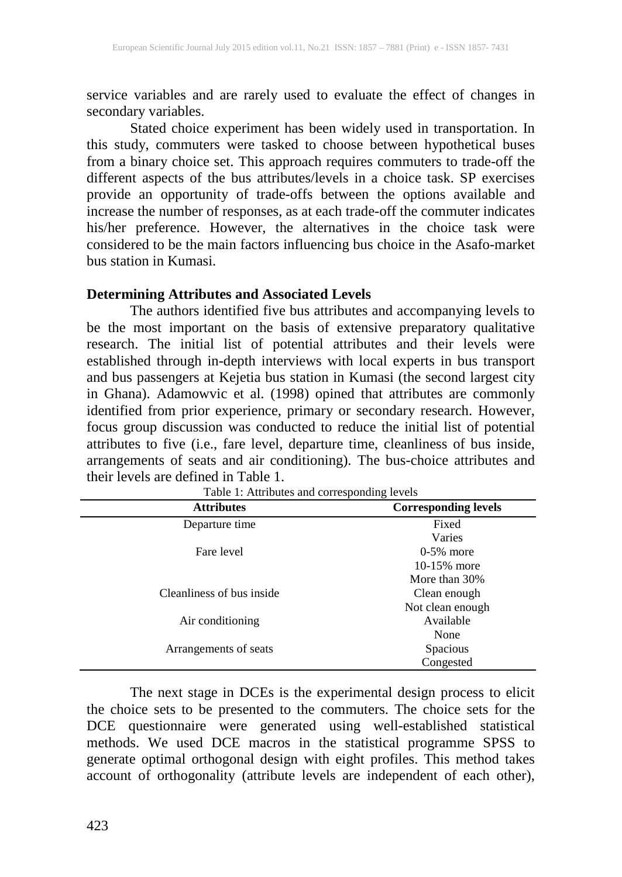service variables and are rarely used to evaluate the effect of changes in secondary variables.

Stated choice experiment has been widely used in transportation. In this study, commuters were tasked to choose between hypothetical buses from a binary choice set. This approach requires commuters to trade-off the different aspects of the bus attributes/levels in a choice task. SP exercises provide an opportunity of trade-offs between the options available and increase the number of responses, as at each trade-off the commuter indicates his/her preference. However, the alternatives in the choice task were considered to be the main factors influencing bus choice in the Asafo-market bus station in Kumasi.

**Determining Attributes and Associated Levels**

The authors identified five bus attributes and accompanying levels to be the most important on the basis of extensive preparatory qualitative research. The initial list of potential attributes and their levels were established through in-depth interviews with local experts in bus transport and bus passengers at Kejetia bus station in Kumasi (the second largest city in Ghana). Adamowvic et al. (1998) opined that attributes are commonly identified from prior experience, primary or secondary research. However, focus group discussion was conducted to reduce the initial list of potential attributes to five (i.e., fare level, departure time, cleanliness of bus inside, arrangements of seats and air conditioning). The bus-choice attributes and their levels are defined in Table 1.

Table 1: Attributes and corresponding levels

| Attributes | Corresponding levels |
|---|---|
| Departure time | Fixed |
| | Varies |
| Fare level | 0-5% more |
| | 10-15% more |
| | More than 30% |
| Cleanliness of bus inside | Clean enough |
| | Not clean enough |
| Air conditioning | Available |
| | None |
| Arrangements of seats | Spacious |
| | Congested |

The next stage in DCEs is the experimental design process to elicit the choice sets to be presented to the commuters. The choice sets for the DCE questionnaire were generated using well-established statistical methods. We used DCE macros in the statistical programme SPSS to generate optimal orthogonal design with eight profiles. This method takes account of orthogonality (attribute levels are independent of each other),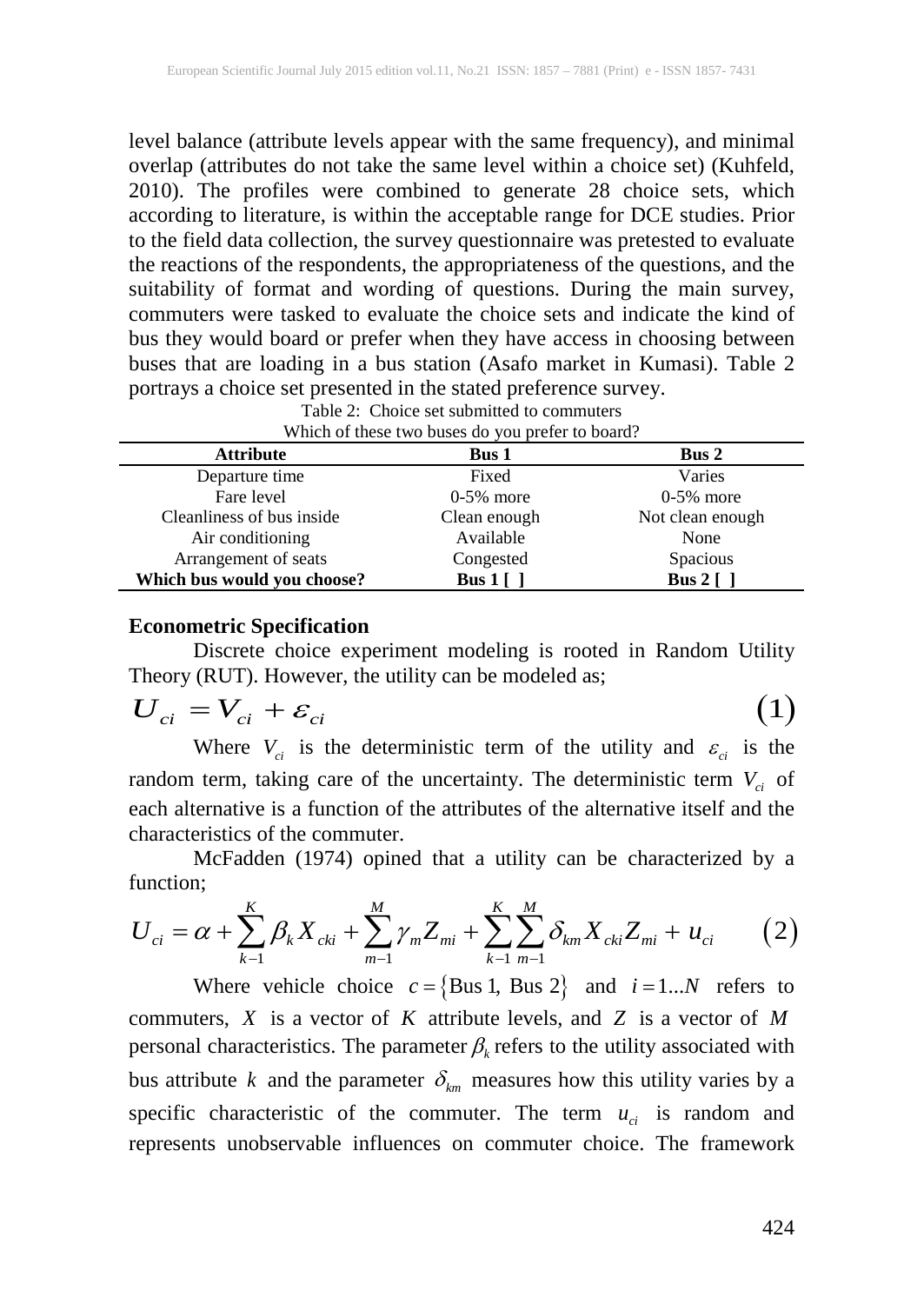level balance (attribute levels appear with the same frequency), and minimal overlap (attributes do not take the same level within a choice set) (Kuhfeld, 2010). The profiles were combined to generate 28 choice sets, which according to literature, is within the acceptable range for DCE studies. Prior to the field data collection, the survey questionnaire was pretested to evaluate the reactions of the respondents, the appropriateness of the questions, and the suitability of format and wording of questions. During the main survey, commuters were tasked to evaluate the choice sets and indicate the kind of bus they would board or prefer when they have access in choosing between buses that are loading in a bus station (Asafo market in Kumasi). Table 2 portrays a choice set presented in the stated preference survey.

Table 2: Choice set submitted to commuters

Which of these two buses do you prefer to board?

| Attribute | Bus 1 | Bus 2 |
|---|---|---|
| Departure time | Fixed | Varies |
| Fare level | 0-5% more | 0-5% more |
| Cleanliness of bus inside | Clean enough | Not clean enough |
| Air conditioning | Available | None |
| Arrangement of seats | Congested | Spacious |
| **Which bus would you choose?** | **Bus 1 [ ]** | **Bus 2 [ ]** |

## Econometric Specification

Discrete choice experiment modeling is rooted in Random Utility Theory (RUT). However, the utility can be modeled as;

$$U_{ci} = V_{ci} + \varepsilon_{ci} \qquad (1)$$

Where $V_{ci}$ is the deterministic term of the utility and $\varepsilon_{ci}$ is the random term, taking care of the uncertainty. The deterministic term $V_{ci}$ of each alternative is a function of the attributes of the alternative itself and the characteristics of the commuter.

McFadden (1974) opined that a utility can be characterized by a function;

$$U_{ci} = \alpha + \sum_{k-1}^{K} \beta_k X_{cki} + \sum_{m-1}^{M} \gamma_m Z_{mi} + \sum_{k-1}^{K} \sum_{m-1}^{M} \delta_{km} X_{cki} Z_{mi} + u_{ci} \qquad (2)$$

Where vehicle choice $c = \{\text{Bus 1, Bus 2}\}$ and $i = 1...N$ refers to commuters, $X$ is a vector of $K$ attribute levels, and $Z$ is a vector of $M$ personal characteristics. The parameter $\beta_k$ refers to the utility associated with bus attribute $k$ and the parameter $\delta_{km}$ measures how this utility varies by a specific characteristic of the commuter. The term $u_{ci}$ is random and represents unobservable influences on commuter choice. The framework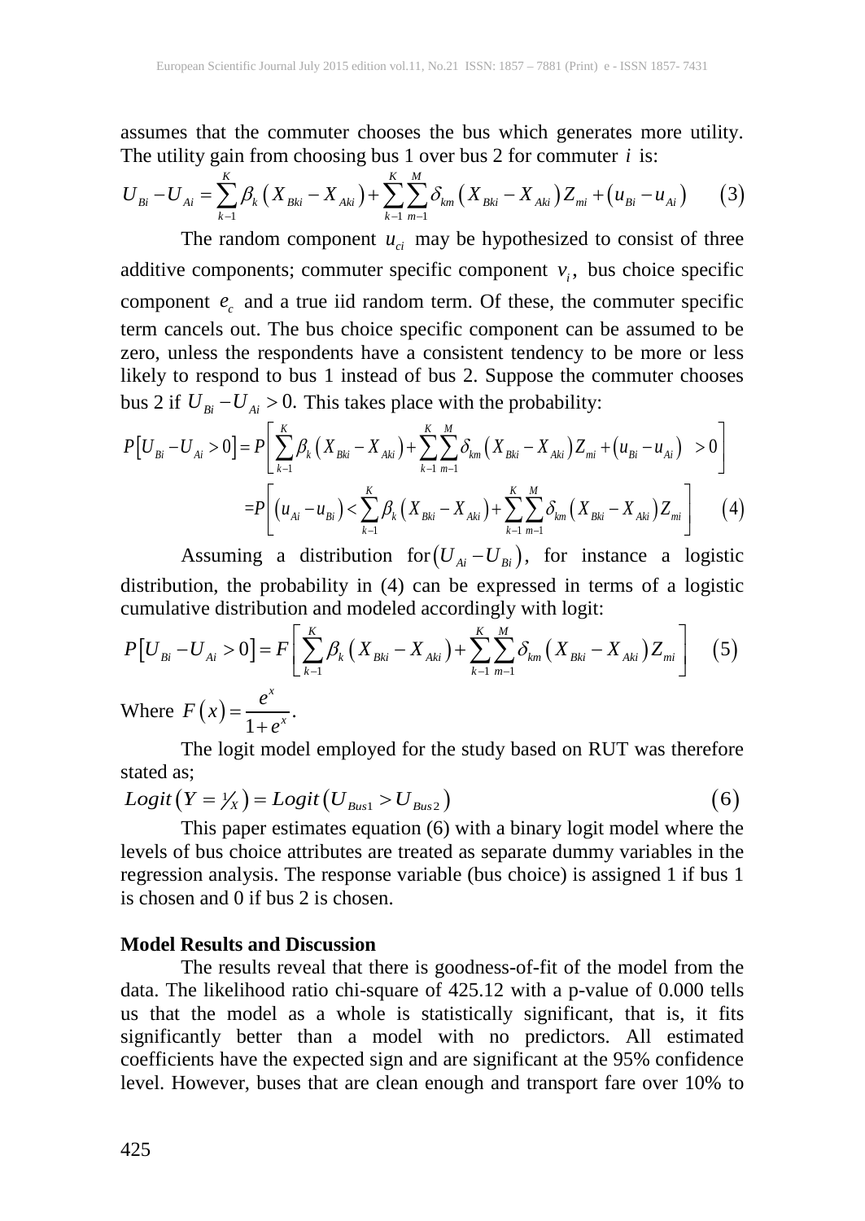assumes that the commuter chooses the bus which generates more utility. The utility gain from choosing bus 1 over bus 2 for commuter $i$ is:

$$U_{Bi} - U_{Ai} = \sum_{k-1}^{K} \beta_k \left( X_{Bki} - X_{Aki} \right) + \sum_{k-1}^{K} \sum_{m-1}^{M} \delta_{km} \left( X_{Bki} - X_{Aki} \right) Z_{mi} + \left( u_{Bi} - u_{Ai} \right) \qquad (3)$$

The random component $u_{ci}$ may be hypothesized to consist of three additive components; commuter specific component $v_i$, bus choice specific component $e_c$ and a true iid random term. Of these, the commuter specific term cancels out. The bus choice specific component can be assumed to be zero, unless the respondents have a consistent tendency to be more or less likely to respond to bus 1 instead of bus 2. Suppose the commuter chooses bus 2 if $U_{Bi} - U_{Ai} > 0$. This takes place with the probability:

$$P\left[U_{Bi} - U_{Ai} > 0\right] = P\left[ \sum_{k-1}^{K} \beta_k \left( X_{Bki} - X_{Aki} \right) + \sum_{k-1}^{K} \sum_{m-1}^{M} \delta_{km} \left( X_{Bki} - X_{Aki} \right) Z_{mi} + \left( u_{Bi} - u_{Ai} \right) \; > 0 \right]$$

$$= P\left[ \left( u_{Ai} - u_{Bi} \right) < \sum_{k-1}^{K} \beta_k \left( X_{Bki} - X_{Aki} \right) + \sum_{k-1}^{K} \sum_{m-1}^{M} \delta_{km} \left( X_{Bki} - X_{Aki} \right) Z_{mi} \right] \qquad (4)$$

Assuming a distribution for $\left( U_{Ai} - U_{Bi} \right)$, for instance a logistic distribution, the probability in (4) can be expressed in terms of a logistic cumulative distribution and modeled accordingly with logit:

$$P\left[U_{Bi} - U_{Ai} > 0\right] = F\left[ \sum_{k-1}^{K} \beta_k \left( X_{Bki} - X_{Aki} \right) + \sum_{k-1}^{K} \sum_{m-1}^{M} \delta_{km} \left( X_{Bki} - X_{Aki} \right) Z_{mi} \right] \qquad (5)$$

Where $F\left(x\right) = \frac{e^x}{1 + e^x}$.

The logit model employed for the study based on RUT was therefore stated as;

$$Logit\left(Y = 1/X\right) = Logit\left(U_{Bus1} > U_{Bus2}\right) \qquad (6)$$

This paper estimates equation (6) with a binary logit model where the levels of bus choice attributes are treated as separate dummy variables in the regression analysis. The response variable (bus choice) is assigned 1 if bus 1 is chosen and 0 if bus 2 is chosen.

**Model Results and Discussion**

The results reveal that there is goodness-of-fit of the model from the data. The likelihood ratio chi-square of 425.12 with a p-value of 0.000 tells us that the model as a whole is statistically significant, that is, it fits significantly better than a model with no predictors. All estimated coefficients have the expected sign and are significant at the 95% confidence level. However, buses that are clean enough and transport fare over 10% to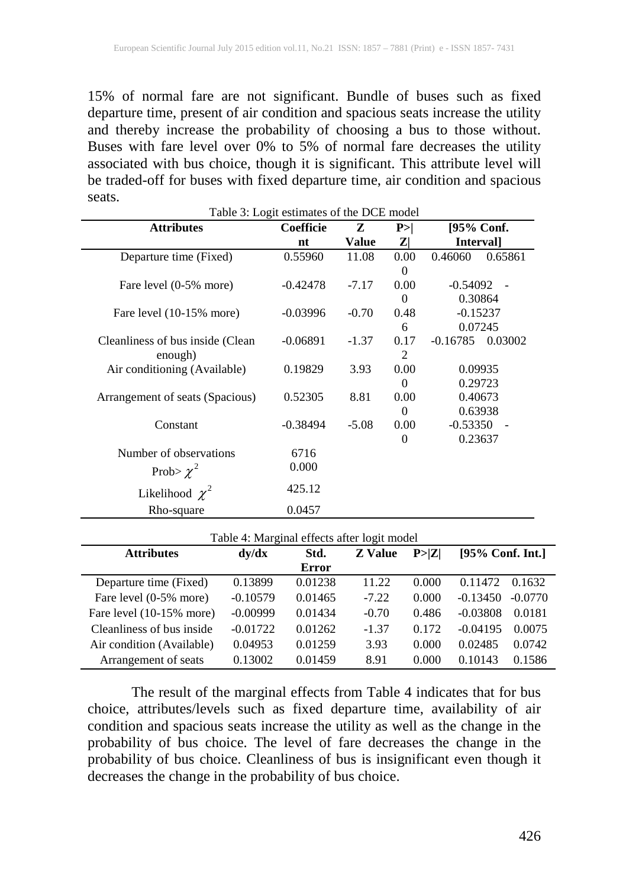15% of normal fare are not significant. Bundle of buses such as fixed departure time, present of air condition and spacious seats increase the utility and thereby increase the probability of choosing a bus to those without. Buses with fare level over 0% to 5% of normal fare decreases the utility associated with bus choice, though it is significant. This attribute level will be traded-off for buses with fixed departure time, air condition and spacious seats.

Table 3: Logit estimates of the DCE model

| Attributes | Coefficient | Z Value | P>\|Z\| | [95% Conf. Interval] | |
|---|---|---|---|---|---|
| Departure time (Fixed) | 0.55960 | 11.08 | 0.000 | 0.46060 | 0.65861 |
| Fare level (0-5% more) | -0.42478 | -7.17 | 0.000 | -0.54092 | -0.30864 |
| Fare level (10-15% more) | -0.03996 | -0.70 | 0.486 | -0.15237 | 0.07245 |
| Cleanliness of bus inside (Clean enough) | -0.06891 | -1.37 | 0.172 | -0.16785 | 0.03002 |
| Air conditioning (Available) | 0.19829 | 3.93 | 0.000 | 0.09935 | 0.29723 |
| Arrangement of seats (Spacious) | 0.52305 | 8.81 | 0.000 | 0.40673 | 0.63938 |
| Constant | -0.38494 | -5.08 | 0.000 | -0.53350 | -0.23637 |
| Number of observations | 6716 | | | | |
| Prob> $\chi^2$ | 0.000 | | | | |
| Likelihood $\chi^2$ | 425.12 | | | | |
| Rho-square | 0.0457 | | | | |

Table 4: Marginal effects after logit model

| Attributes | dy/dx | Std. Error | Z Value | P>\|Z\| | [95% Conf. Int.] | |
|---|---|---|---|---|---|---|
| Departure time (Fixed) | 0.13899 | 0.01238 | 11.22 | 0.000 | 0.11472 | 0.1632 |
| Fare level (0-5% more) | -0.10579 | 0.01465 | -7.22 | 0.000 | -0.13450 | -0.0770 |
| Fare level (10-15% more) | -0.00999 | 0.01434 | -0.70 | 0.486 | -0.03808 | 0.0181 |
| Cleanliness of bus inside | -0.01722 | 0.01262 | -1.37 | 0.172 | -0.04195 | 0.0075 |
| Air condition (Available) | 0.04953 | 0.01259 | 3.93 | 0.000 | 0.02485 | 0.0742 |
| Arrangement of seats | 0.13002 | 0.01459 | 8.91 | 0.000 | 0.10143 | 0.1586 |

The result of the marginal effects from Table 4 indicates that for bus choice, attributes/levels such as fixed departure time, availability of air condition and spacious seats increase the utility as well as the change in the probability of bus choice. The level of fare decreases the change in the probability of bus choice. Cleanliness of bus is insignificant even though it decreases the change in the probability of bus choice.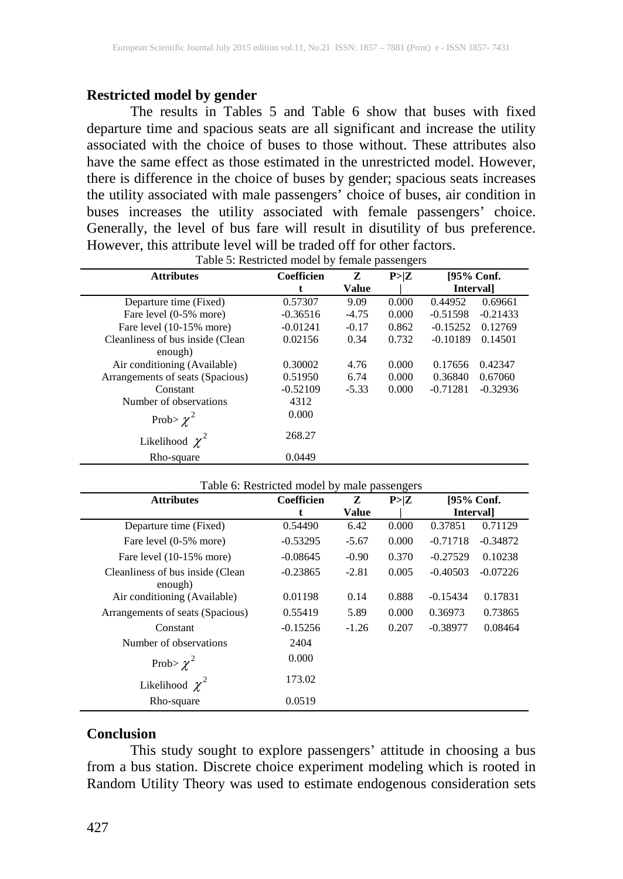## Restricted model by gender

The results in Tables 5 and Table 6 show that buses with fixed departure time and spacious seats are all significant and increase the utility associated with the choice of buses to those without. These attributes also have the same effect as those estimated in the unrestricted model. However, there is difference in the choice of buses by gender; spacious seats increases the utility associated with male passengers' choice of buses, air condition in buses increases the utility associated with female passengers' choice. Generally, the level of bus fare will result in disutility of bus preference. However, this attribute level will be traded off for other factors.

Table 5: Restricted model by female passengers

| Attributes | Coefficient | Z Value | P>\|Z\| | [95% Conf. Interval] | |
|---|---|---|---|---|---|
| Departure time (Fixed) | 0.57307 | 9.09 | 0.000 | 0.44952 | 0.69661 |
| Fare level (0-5% more) | -0.36516 | -4.75 | 0.000 | -0.51598 | -0.21433 |
| Fare level (10-15% more) | -0.01241 | -0.17 | 0.862 | -0.15252 | 0.12769 |
| Cleanliness of bus inside (Clean enough) | 0.02156 | 0.34 | 0.732 | -0.10189 | 0.14501 |
| Air conditioning (Available) | 0.30002 | 4.76 | 0.000 | 0.17656 | 0.42347 |
| Arrangements of seats (Spacious) | 0.51950 | 6.74 | 0.000 | 0.36840 | 0.67060 |
| Constant | -0.52109 | -5.33 | 0.000 | -0.71281 | -0.32936 |
| Number of observations | 4312 | | | | |
| Prob> $\chi^2$ | 0.000 | | | | |
| Likelihood $\chi^2$ | 268.27 | | | | |
| Rho-square | 0.0449 | | | | |

Table 6: Restricted model by male passengers

| Attributes | Coefficient | Z Value | P>\|Z\| | [95% Conf. Interval] | |
|---|---|---|---|---|---|
| Departure time (Fixed) | 0.54490 | 6.42 | 0.000 | 0.37851 | 0.71129 |
| Fare level (0-5% more) | -0.53295 | -5.67 | 0.000 | -0.71718 | -0.34872 |
| Fare level (10-15% more) | -0.08645 | -0.90 | 0.370 | -0.27529 | 0.10238 |
| Cleanliness of bus inside (Clean enough) | -0.23865 | -2.81 | 0.005 | -0.40503 | -0.07226 |
| Air conditioning (Available) | 0.01198 | 0.14 | 0.888 | -0.15434 | 0.17831 |
| Arrangements of seats (Spacious) | 0.55419 | 5.89 | 0.000 | 0.36973 | 0.73865 |
| Constant | -0.15256 | -1.26 | 0.207 | -0.38977 | 0.08464 |
| Number of observations | 2404 | | | | |
| Prob> $\chi^2$ | 0.000 | | | | |
| Likelihood $\chi^2$ | 173.02 | | | | |
| Rho-square | 0.0519 | | | | |

## Conclusion

This study sought to explore passengers' attitude in choosing a bus from a bus station. Discrete choice experiment modeling which is rooted in Random Utility Theory was used to estimate endogenous consideration sets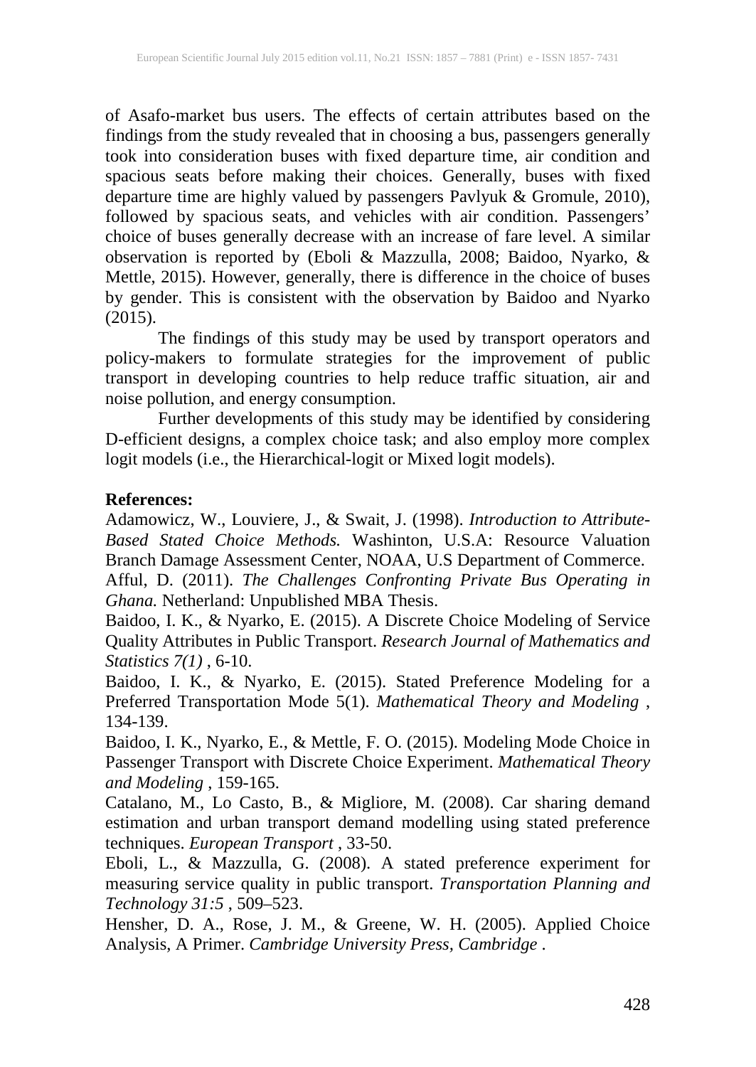of Asafo-market bus users. The effects of certain attributes based on the findings from the study revealed that in choosing a bus, passengers generally took into consideration buses with fixed departure time, air condition and spacious seats before making their choices. Generally, buses with fixed departure time are highly valued by passengers Pavlyuk & Gromule, 2010), followed by spacious seats, and vehicles with air condition. Passengers' choice of buses generally decrease with an increase of fare level. A similar observation is reported by (Eboli & Mazzulla, 2008; Baidoo, Nyarko, & Mettle, 2015). However, generally, there is difference in the choice of buses by gender. This is consistent with the observation by Baidoo and Nyarko (2015).

The findings of this study may be used by transport operators and policy-makers to formulate strategies for the improvement of public transport in developing countries to help reduce traffic situation, air and noise pollution, and energy consumption.

Further developments of this study may be identified by considering D-efficient designs, a complex choice task; and also employ more complex logit models (i.e., the Hierarchical-logit or Mixed logit models).

**References:**

Adamowicz, W., Louviere, J., & Swait, J. (1998). *Introduction to Attribute-Based Stated Choice Methods.* Washinton, U.S.A: Resource Valuation Branch Damage Assessment Center, NOAA, U.S Department of Commerce.

Afful, D. (2011). *The Challenges Confronting Private Bus Operating in Ghana.* Netherland: Unpublished MBA Thesis.

Baidoo, I. K., & Nyarko, E. (2015). A Discrete Choice Modeling of Service Quality Attributes in Public Transport. *Research Journal of Mathematics and Statistics 7(1)* , 6-10.

Baidoo, I. K., & Nyarko, E. (2015). Stated Preference Modeling for a Preferred Transportation Mode 5(1). *Mathematical Theory and Modeling* , 134-139.

Baidoo, I. K., Nyarko, E., & Mettle, F. O. (2015). Modeling Mode Choice in Passenger Transport with Discrete Choice Experiment. *Mathematical Theory and Modeling* , 159-165.

Catalano, M., Lo Casto, B., & Migliore, M. (2008). Car sharing demand estimation and urban transport demand modelling using stated preference techniques. *European Transport* , 33-50.

Eboli, L., & Mazzulla, G. (2008). A stated preference experiment for measuring service quality in public transport. *Transportation Planning and Technology 31:5* , 509–523.

Hensher, D. A., Rose, J. M., & Greene, W. H. (2005). Applied Choice Analysis, A Primer. *Cambridge University Press, Cambridge* .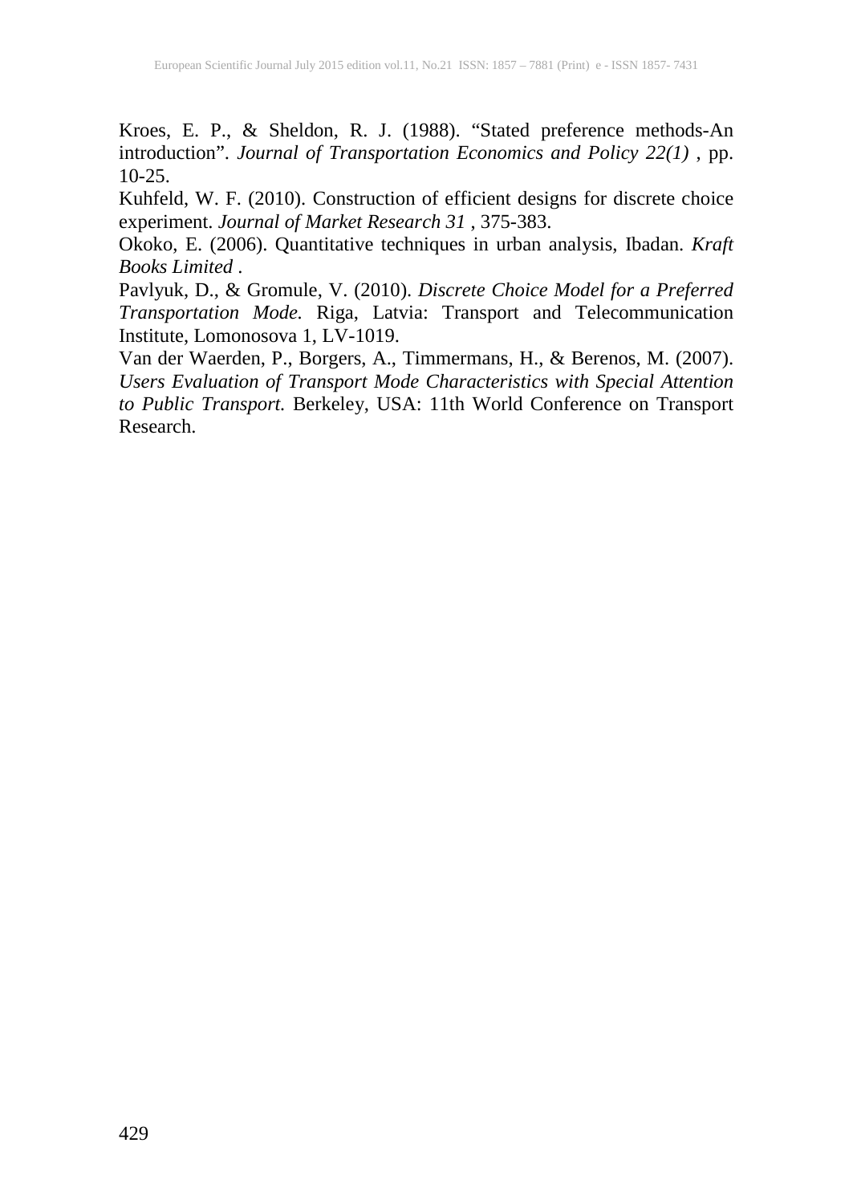Kroes, E. P., & Sheldon, R. J. (1988). “Stated preference methods-An introduction”. *Journal of Transportation Economics and Policy 22(1)* , pp. 10-25.

Kuhfeld, W. F. (2010). Construction of efficient designs for discrete choice experiment. *Journal of Market Research 31* , 375-383.

Okoko, E. (2006). Quantitative techniques in urban analysis, Ibadan. *Kraft Books Limited* .

Pavlyuk, D., & Gromule, V. (2010). *Discrete Choice Model for a Preferred Transportation Mode.* Riga, Latvia: Transport and Telecommunication Institute, Lomonosova 1, LV-1019.

Van der Waerden, P., Borgers, A., Timmermans, H., & Berenos, M. (2007). *Users Evaluation of Transport Mode Characteristics with Special Attention to Public Transport.* Berkeley, USA: 11th World Conference on Transport Research.